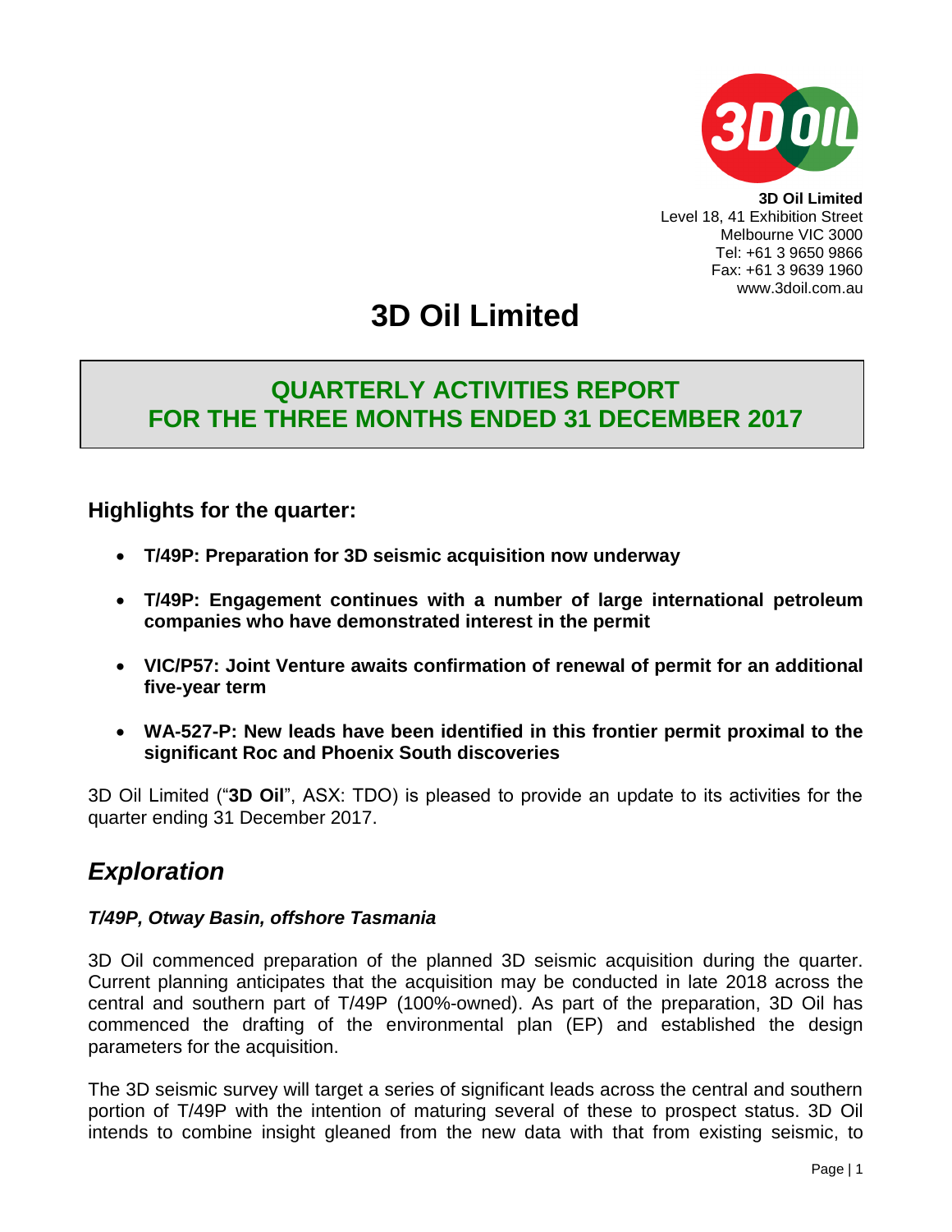**3D Oil Limited**
Level 18, 41 Exhibition Street
Melbourne VIC 3000
Tel: +61 3 9650 9866
Fax: +61 3 9639 1960
www.3doil.com.au

# 3D Oil Limited

## QUARTERLY ACTIVITIES REPORT FOR THE THREE MONTHS ENDED 31 DECEMBER 2017

### Highlights for the quarter:

- **T/49P: Preparation for 3D seismic acquisition now underway**
- **T/49P: Engagement continues with a number of large international petroleum companies who have demonstrated interest in the permit**
- **VIC/P57: Joint Venture awaits confirmation of renewal of permit for an additional five-year term**
- **WA-527-P: New leads have been identified in this frontier permit proximal to the significant Roc and Phoenix South discoveries**

3D Oil Limited ("**3D Oil**", ASX: TDO) is pleased to provide an update to its activities for the quarter ending 31 December 2017.

## *Exploration*

### *T/49P, Otway Basin, offshore Tasmania*

3D Oil commenced preparation of the planned 3D seismic acquisition during the quarter. Current planning anticipates that the acquisition may be conducted in late 2018 across the central and southern part of T/49P (100%-owned). As part of the preparation, 3D Oil has commenced the drafting of the environmental plan (EP) and established the design parameters for the acquisition.

The 3D seismic survey will target a series of significant leads across the central and southern portion of T/49P with the intention of maturing several of these to prospect status. 3D Oil intends to combine insight gleaned from the new data with that from existing seismic, to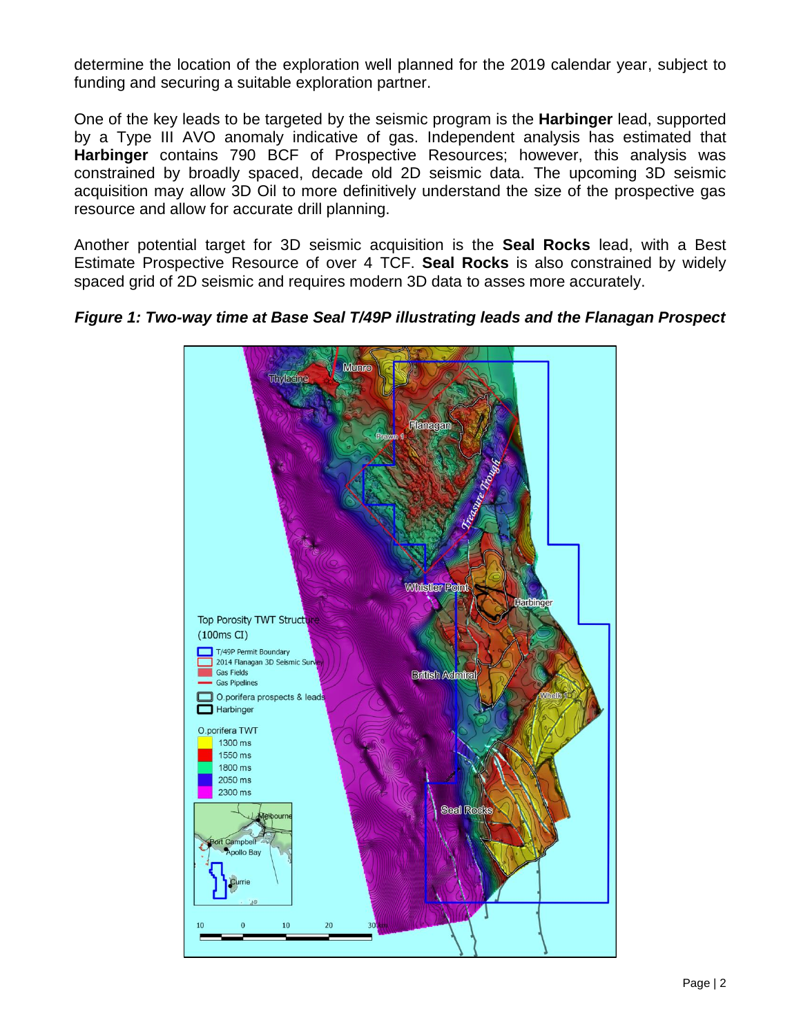determine the location of the exploration well planned for the 2019 calendar year, subject to funding and securing a suitable exploration partner.

One of the key leads to be targeted by the seismic program is the **Harbinger** lead, supported by a Type III AVO anomaly indicative of gas. Independent analysis has estimated that **Harbinger** contains 790 BCF of Prospective Resources; however, this analysis was constrained by broadly spaced, decade old 2D seismic data. The upcoming 3D seismic acquisition may allow 3D Oil to more definitively understand the size of the prospective gas resource and allow for accurate drill planning.

Another potential target for 3D seismic acquisition is the **Seal Rocks** lead, with a Best Estimate Prospective Resource of over 4 TCF. **Seal Rocks** is also constrained by widely spaced grid of 2D seismic and requires modern 3D data to asses more accurately.

***Figure 1: Two-way time at Base Seal T/49P illustrating leads and the Flanagan Prospect***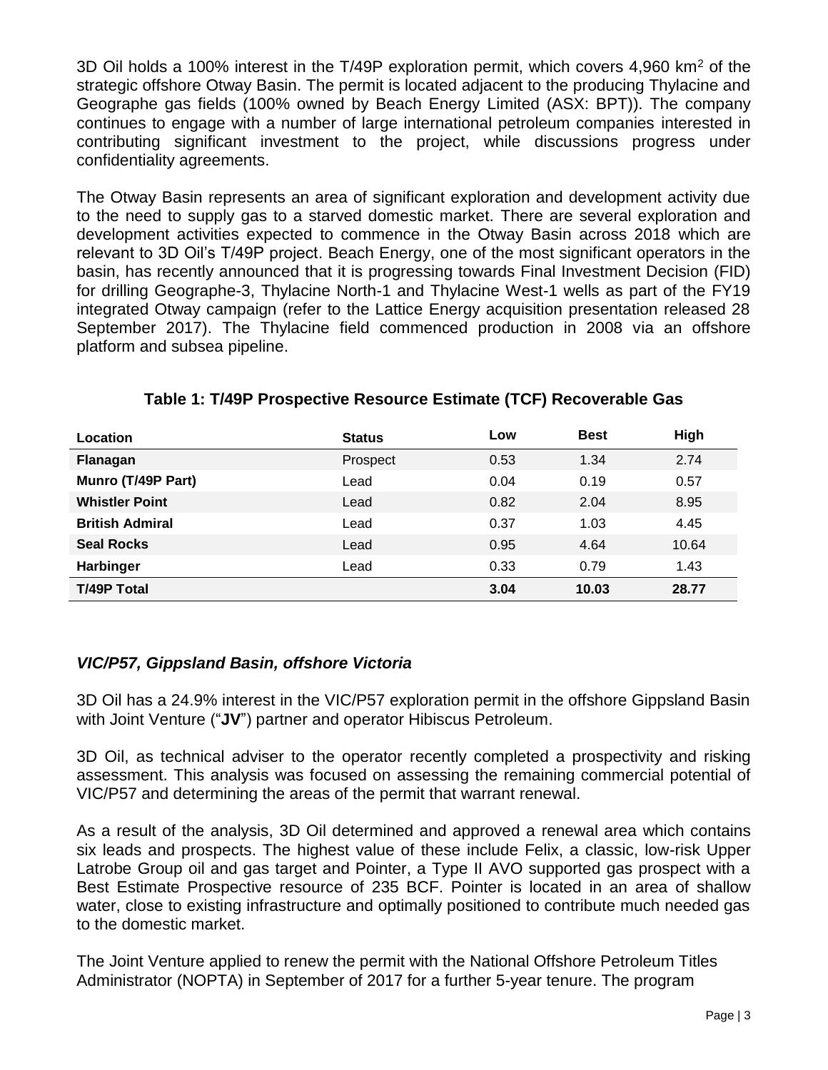3D Oil holds a 100% interest in the T/49P exploration permit, which covers 4,960 $km^2$ of the strategic offshore Otway Basin. The permit is located adjacent to the producing Thylacine and Geographe gas fields (100% owned by Beach Energy Limited (ASX: BPT)). The company continues to engage with a number of large international petroleum companies interested in contributing significant investment to the project, while discussions progress under confidentiality agreements.

The Otway Basin represents an area of significant exploration and development activity due to the need to supply gas to a starved domestic market. There are several exploration and development activities expected to commence in the Otway Basin across 2018 which are relevant to 3D Oil's T/49P project. Beach Energy, one of the most significant operators in the basin, has recently announced that it is progressing towards Final Investment Decision (FID) for drilling Geographe-3, Thylacine North-1 and Thylacine West-1 wells as part of the FY19 integrated Otway campaign (refer to the Lattice Energy acquisition presentation released 28 September 2017). The Thylacine field commenced production in 2008 via an offshore platform and subsea pipeline.

**Table 1: T/49P Prospective Resource Estimate (TCF) Recoverable Gas**

| Location | Status | Low | Best | High |
|---|---|---|---|---|
| **Flanagan** | Prospect | 0.53 | 1.34 | 2.74 |
| **Munro (T/49P Part)** | Lead | 0.04 | 0.19 | 0.57 |
| **Whistler Point** | Lead | 0.82 | 2.04 | 8.95 |
| **British Admiral** | Lead | 0.37 | 1.03 | 4.45 |
| **Seal Rocks** | Lead | 0.95 | 4.64 | 10.64 |
| **Harbinger** | Lead | 0.33 | 0.79 | 1.43 |
| **T/49P Total** | | **3.04** | **10.03** | **28.77** |

### *VIC/P57, Gippsland Basin, offshore Victoria*

3D Oil has a 24.9% interest in the VIC/P57 exploration permit in the offshore Gippsland Basin with Joint Venture ("**JV**") partner and operator Hibiscus Petroleum.

3D Oil, as technical adviser to the operator recently completed a prospectivity and risking assessment. This analysis was focused on assessing the remaining commercial potential of VIC/P57 and determining the areas of the permit that warrant renewal.

As a result of the analysis, 3D Oil determined and approved a renewal area which contains six leads and prospects. The highest value of these include Felix, a classic, low-risk Upper Latrobe Group oil and gas target and Pointer, a Type II AVO supported gas prospect with a Best Estimate Prospective resource of 235 BCF. Pointer is located in an area of shallow water, close to existing infrastructure and optimally positioned to contribute much needed gas to the domestic market.

The Joint Venture applied to renew the permit with the National Offshore Petroleum Titles Administrator (NOPTA) in September of 2017 for a further 5-year tenure. The program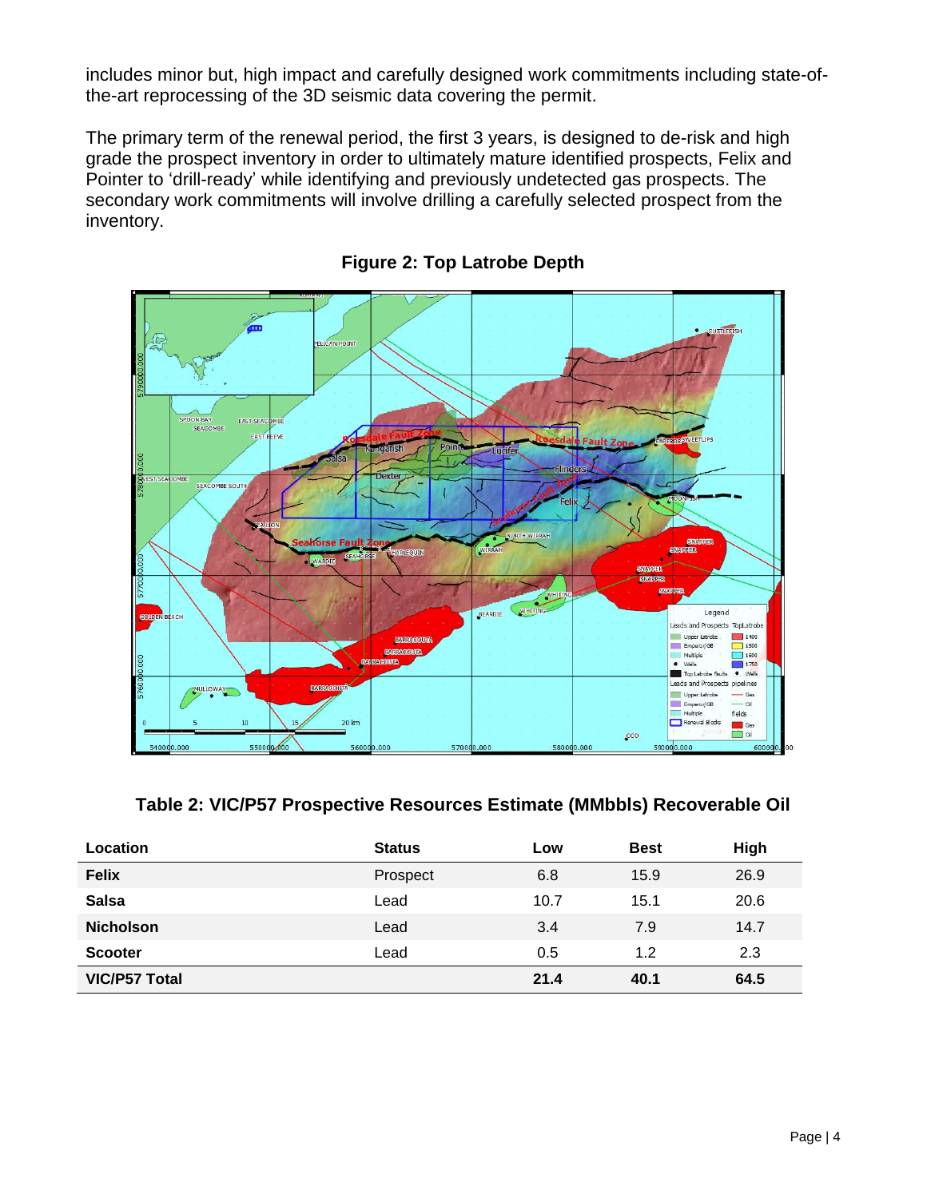includes minor but, high impact and carefully designed work commitments including state-of-the-art reprocessing of the 3D seismic data covering the permit.

The primary term of the renewal period, the first 3 years, is designed to de-risk and high grade the prospect inventory in order to ultimately mature identified prospects, Felix and Pointer to 'drill-ready' while identifying and previously undetected gas prospects. The secondary work commitments will involve drilling a carefully selected prospect from the inventory.

**Figure 2: Top Latrobe Depth**

**Table 2: VIC/P57 Prospective Resources Estimate (MMbbls) Recoverable Oil**

| Location | Status | Low | Best | High |
|---|---|---|---|---|
| **Felix** | Prospect | 6.8 | 15.9 | 26.9 |
| **Salsa** | Lead | 10.7 | 15.1 | 20.6 |
| **Nicholson** | Lead | 3.4 | 7.9 | 14.7 |
| **Scooter** | Lead | 0.5 | 1.2 | 2.3 |
| **VIC/P57 Total** | | **21.4** | **40.1** | **64.5** |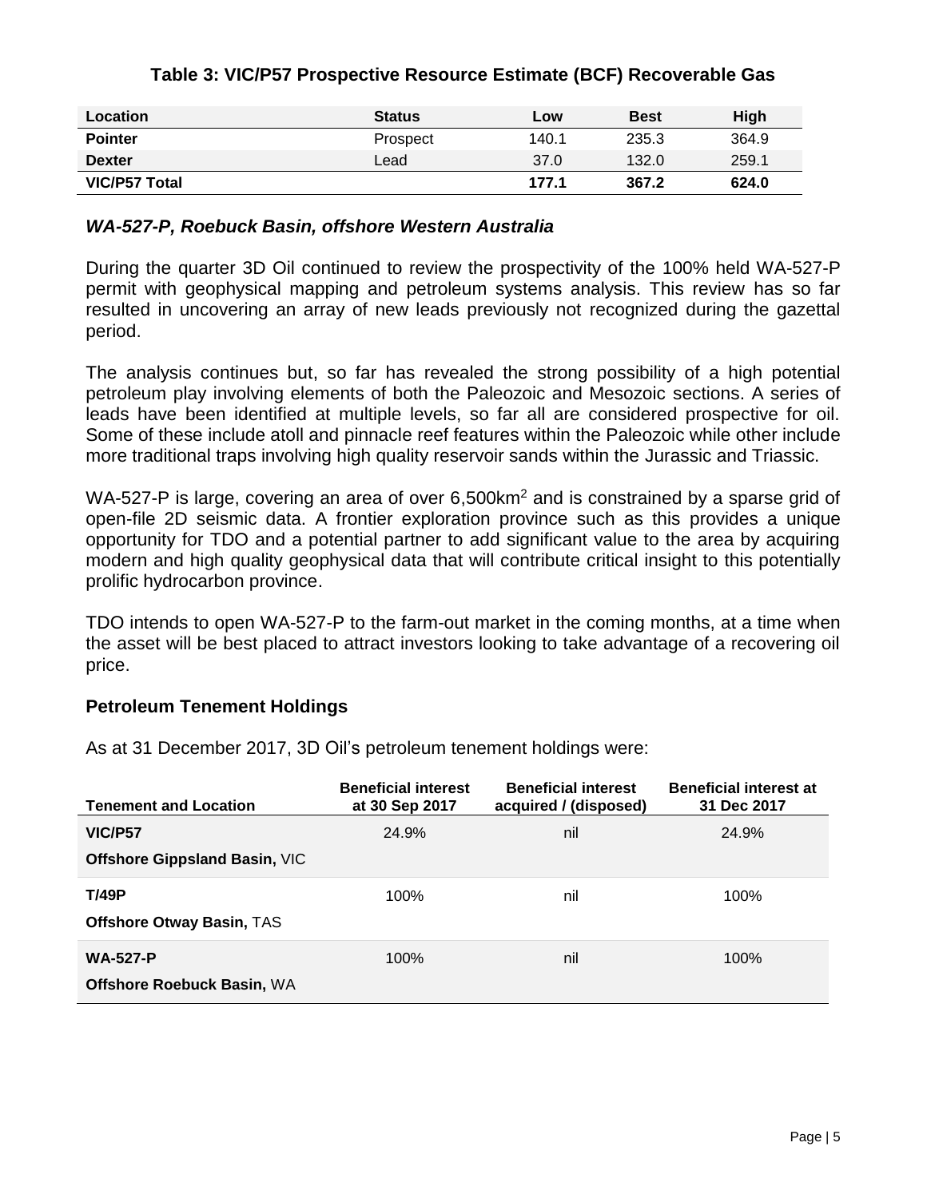**Table 3: VIC/P57 Prospective Resource Estimate (BCF) Recoverable Gas**

| Location | Status | Low | Best | High |
|---|---|---|---|---|
| **Pointer** | Prospect | 140.1 | 235.3 | 364.9 |
| **Dexter** | Lead | 37.0 | 132.0 | 259.1 |
| **VIC/P57 Total** | | **177.1** | **367.2** | **624.0** |

### *WA-527-P, Roebuck Basin, offshore Western Australia*

During the quarter 3D Oil continued to review the prospectivity of the 100% held WA-527-P permit with geophysical mapping and petroleum systems analysis. This review has so far resulted in uncovering an array of new leads previously not recognized during the gazettal period.

The analysis continues but, so far has revealed the strong possibility of a high potential petroleum play involving elements of both the Paleozoic and Mesozoic sections. A series of leads have been identified at multiple levels, so far all are considered prospective for oil. Some of these include atoll and pinnacle reef features within the Paleozoic while other include more traditional traps involving high quality reservoir sands within the Jurassic and Triassic.

WA-527-P is large, covering an area of over 6,500km$^2$ and is constrained by a sparse grid of open-file 2D seismic data. A frontier exploration province such as this provides a unique opportunity for TDO and a potential partner to add significant value to the area by acquiring modern and high quality geophysical data that will contribute critical insight to this potentially prolific hydrocarbon province.

TDO intends to open WA-527-P to the farm-out market in the coming months, at a time when the asset will be best placed to attract investors looking to take advantage of a recovering oil price.

### Petroleum Tenement Holdings

As at 31 December 2017, 3D Oil's petroleum tenement holdings were:

| Tenement and Location | Beneficial interest at 30 Sep 2017 | Beneficial interest acquired / (disposed) | Beneficial interest at 31 Dec 2017 |
|---|---|---|---|
| **VIC/P57**<br>**Offshore Gippsland Basin,** VIC | 24.9% | nil | 24.9% |
| **T/49P**<br>**Offshore Otway Basin,** TAS | 100% | nil | 100% |
| **WA-527-P**<br>**Offshore Roebuck Basin,** WA | 100% | nil | 100% |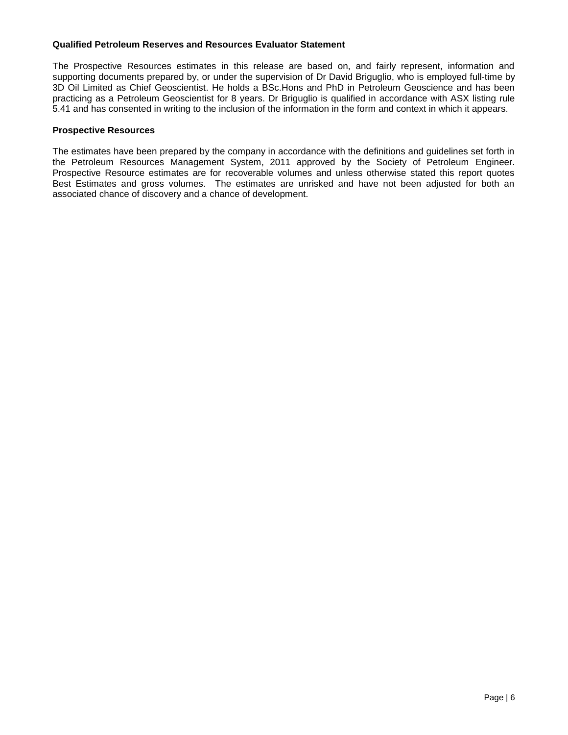**Qualified Petroleum Reserves and Resources Evaluator Statement**

The Prospective Resources estimates in this release are based on, and fairly represent, information and supporting documents prepared by, or under the supervision of Dr David Briguglio, who is employed full-time by 3D Oil Limited as Chief Geoscientist. He holds a BSc.Hons and PhD in Petroleum Geoscience and has been practicing as a Petroleum Geoscientist for 8 years. Dr Briguglio is qualified in accordance with ASX listing rule 5.41 and has consented in writing to the inclusion of the information in the form and context in which it appears.

**Prospective Resources**

The estimates have been prepared by the company in accordance with the definitions and guidelines set forth in the Petroleum Resources Management System, 2011 approved by the Society of Petroleum Engineer. Prospective Resource estimates are for recoverable volumes and unless otherwise stated this report quotes Best Estimates and gross volumes. The estimates are unrisked and have not been adjusted for both an associated chance of discovery and a chance of development.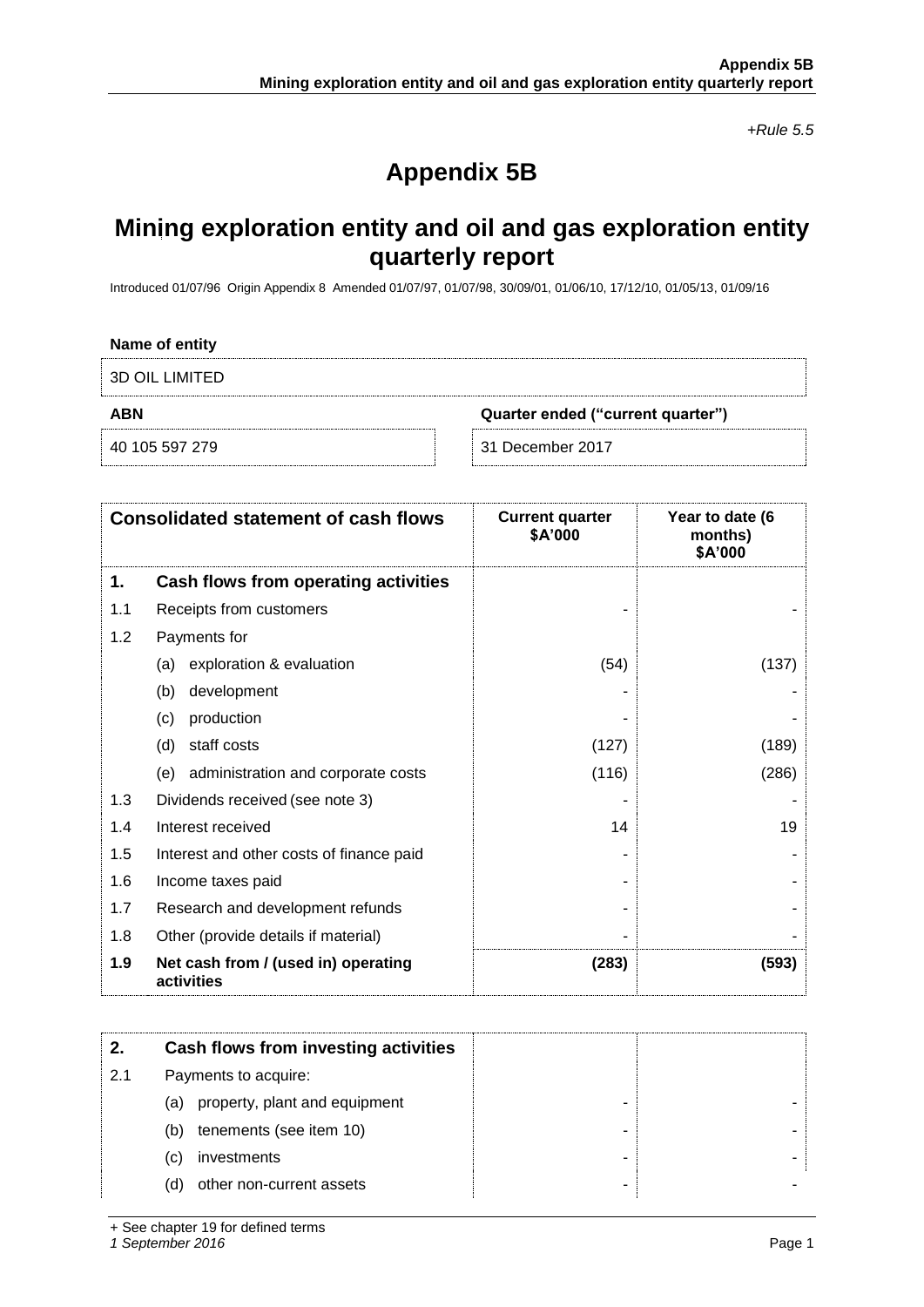*+Rule 5.5*

# Appendix 5B

## Mining exploration entity and oil and gas exploration entity quarterly report

Introduced 01/07/96 Origin Appendix 8 Amended 01/07/97, 01/07/98, 30/09/01, 01/06/10, 17/12/10, 01/05/13, 01/09/16

**Name of entity**

3D OIL LIMITED

| **ABN** | **Quarter ended ("current quarter")** |
|---|---|
| 40 105 597 279 | 31 December 2017 |

| **Consolidated statement of cash flows** | | **Current quarter \$A'000** | **Year to date (6 months) \$A'000** |
|---|---|---|---|
| **1.** | **Cash flows from operating activities** | | |
| 1.1 | Receipts from customers | - | - |
| 1.2 | Payments for | | |
| | (a) exploration & evaluation | (54) | (137) |
| | (b) development | - | - |
| | (c) production | - | - |
| | (d) staff costs | (127) | (189) |
| | (e) administration and corporate costs | (116) | (286) |
| 1.3 | Dividends received (see note 3) | - | - |
| 1.4 | Interest received | 14 | 19 |
| 1.5 | Interest and other costs of finance paid | - | - |
| 1.6 | Income taxes paid | - | - |
| 1.7 | Research and development refunds | - | - |
| 1.8 | Other (provide details if material) | - | - |
| **1.9** | **Net cash from / (used in) operating activities** | **(283)** | **(593)** |

| **2.** | **Cash flows from investing activities** | | |
|---|---|---|---|
| 2.1 | Payments to acquire: | | |
| | (a) property, plant and equipment | - | - |
| | (b) tenements (see item 10) | - | - |
| | (c) investments | - | - |
| | (d) other non-current assets | - | - |

+ See chapter 19 for defined terms

*1 September 2016*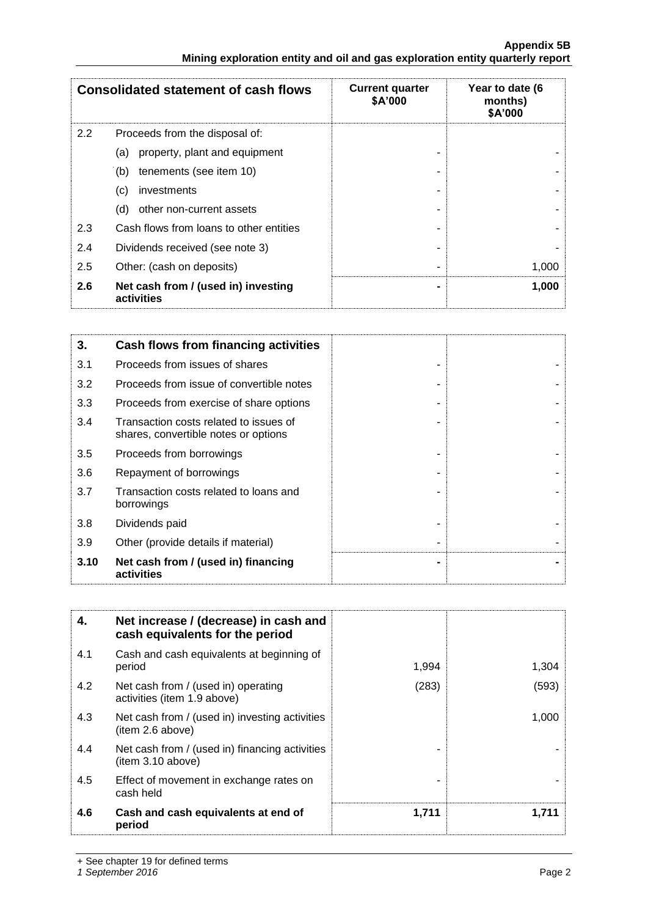| Consolidated statement of cash flows | | Current quarter $A'000 | Year to date (6 months) $A'000 |
|---|---|---|---|
| 2.2 | Proceeds from the disposal of: | | |
| | (a) property, plant and equipment | - | - |
| | (b) tenements (see item 10) | - | - |
| | (c) investments | - | - |
| | (d) other non-current assets | - | - |
| 2.3 | Cash flows from loans to other entities | - | - |
| 2.4 | Dividends received (see note 3) | - | - |
| 2.5 | Other: (cash on deposits) | - | 1,000 |
| **2.6** | **Net cash from / (used in) investing activities** | **-** | **1,000** |

| **3.** | **Cash flows from financing activities** | | |
|---|---|---|---|
| 3.1 | Proceeds from issues of shares | - | - |
| 3.2 | Proceeds from issue of convertible notes | - | - |
| 3.3 | Proceeds from exercise of share options | - | - |
| 3.4 | Transaction costs related to issues of shares, convertible notes or options | - | - |
| 3.5 | Proceeds from borrowings | - | - |
| 3.6 | Repayment of borrowings | - | - |
| 3.7 | Transaction costs related to loans and borrowings | - | - |
| 3.8 | Dividends paid | - | - |
| 3.9 | Other (provide details if material) | - | - |
| **3.10** | **Net cash from / (used in) financing activities** | **-** | **-** |

| **4.** | **Net increase / (decrease) in cash and cash equivalents for the period** | | |
|---|---|---|---|
| 4.1 | Cash and cash equivalents at beginning of period | 1,994 | 1,304 |
| 4.2 | Net cash from / (used in) operating activities (item 1.9 above) | (283) | (593) |
| 4.3 | Net cash from / (used in) investing activities (item 2.6 above) | | 1,000 |
| 4.4 | Net cash from / (used in) financing activities (item 3.10 above) | - | - |
| 4.5 | Effect of movement in exchange rates on cash held | - | - |
| **4.6** | **Cash and cash equivalents at end of period** | **1,711** | **1,711** |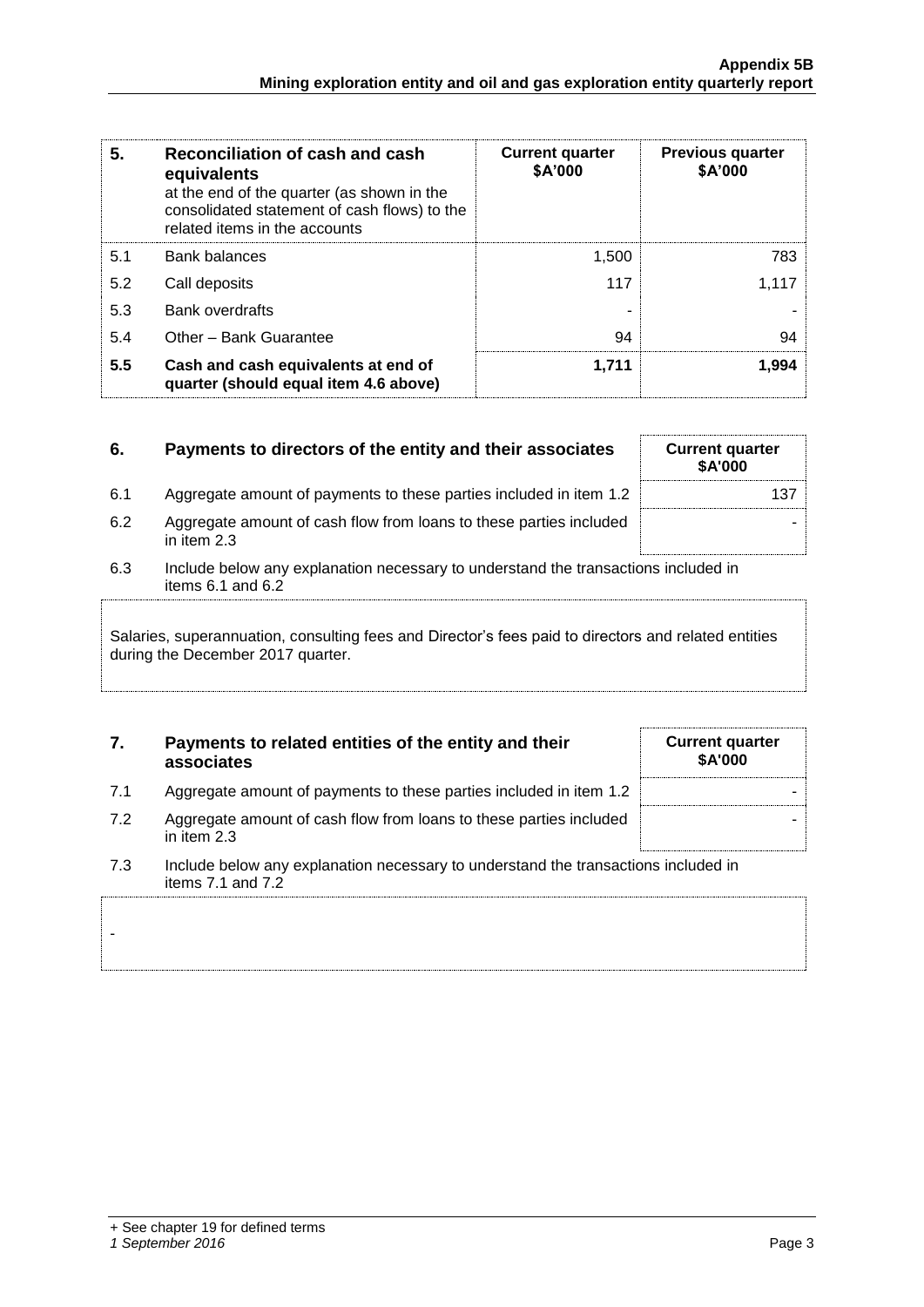| 5. | Reconciliation of cash and cash equivalents at the end of the quarter (as shown in the consolidated statement of cash flows) to the related items in the accounts | Current quarter $A'000 | Previous quarter $A'000 |
|---|---|---|---|
| 5.1 | Bank balances | 1,500 | 783 |
| 5.2 | Call deposits | 117 | 1,117 |
| 5.3 | Bank overdrafts | - | - |
| 5.4 | Other – Bank Guarantee | 94 | 94 |
| **5.5** | **Cash and cash equivalents at end of quarter (should equal item 4.6 above)** | **1,711** | **1,994** |

| 6. | Payments to directors of the entity and their associates | Current quarter $A'000 |
|---|---|---|
| 6.1 | Aggregate amount of payments to these parties included in item 1.2 | 137 |
| 6.2 | Aggregate amount of cash flow from loans to these parties included in item 2.3 | - |

6.3 Include below any explanation necessary to understand the transactions included in items 6.1 and 6.2

Salaries, superannuation, consulting fees and Director's fees paid to directors and related entities during the December 2017 quarter.

| 7. | Payments to related entities of the entity and their associates | Current quarter $A'000 |
|---|---|---|
| 7.1 | Aggregate amount of payments to these parties included in item 1.2 | - |
| 7.2 | Aggregate amount of cash flow from loans to these parties included in item 2.3 | - |

7.3 Include below any explanation necessary to understand the transactions included in items 7.1 and 7.2

-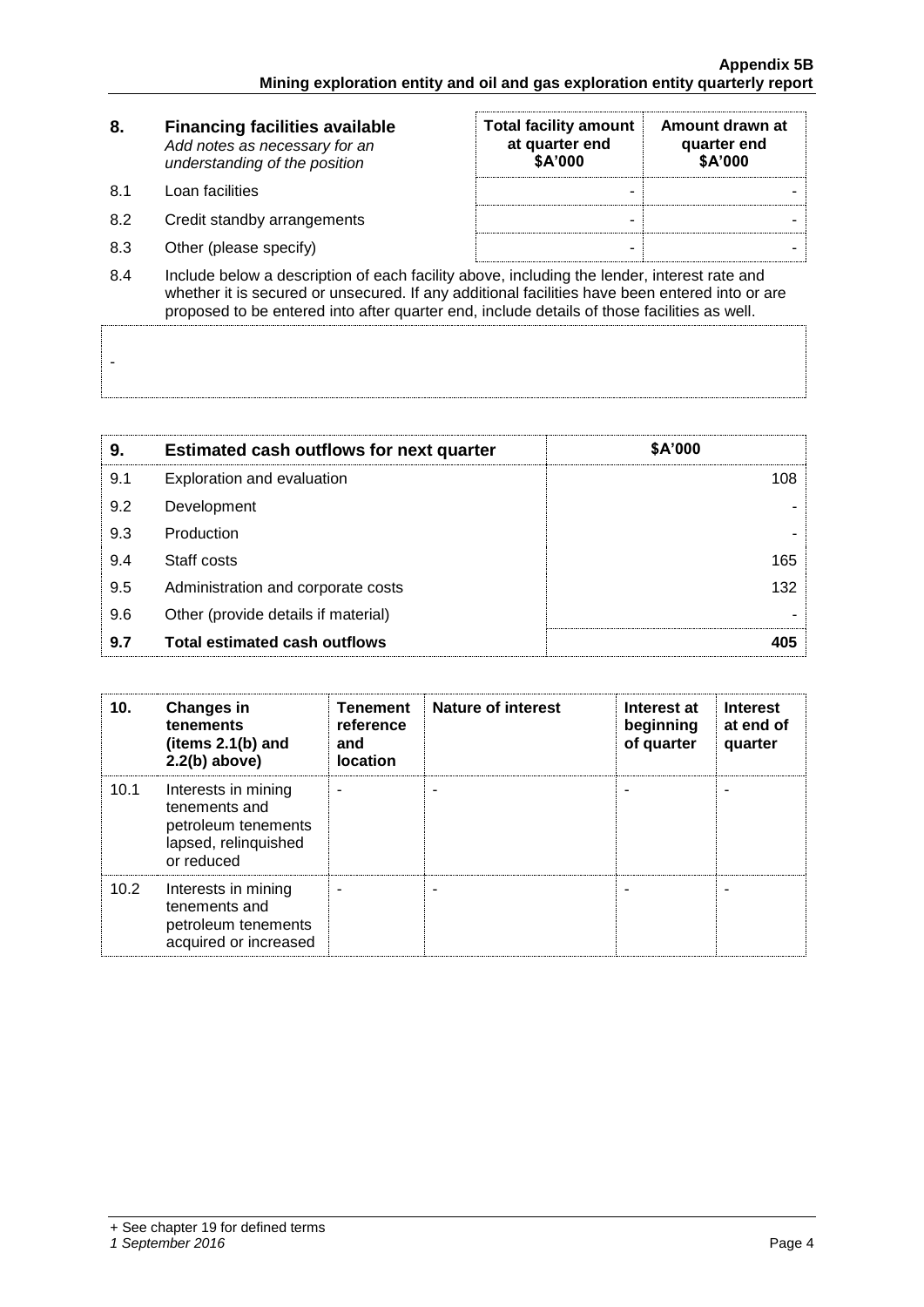| 8. | **Financing facilities available**<br>*Add notes as necessary for an understanding of the position* | **Total facility amount at quarter end $A'000** | **Amount drawn at quarter end $A'000** |
|---|---|---|---|
| 8.1 | Loan facilities | - | - |
| 8.2 | Credit standby arrangements | - | - |
| 8.3 | Other (please specify) | - | - |

8.4 Include below a description of each facility above, including the lender, interest rate and whether it is secured or unsecured. If any additional facilities have been entered into or are proposed to be entered into after quarter end, include details of those facilities as well.

-

| 9. | Estimated cash outflows for next quarter | $A'000 |
|---|---|---|
| 9.1 | Exploration and evaluation | 108 |
| 9.2 | Development | - |
| 9.3 | Production | - |
| 9.4 | Staff costs | 165 |
| 9.5 | Administration and corporate costs | 132 |
| 9.6 | Other (provide details if material) | - |
| **9.7** | **Total estimated cash outflows** | **405** |

| 10. | Changes in tenements (items 2.1(b) and 2.2(b) above) | Tenement reference and location | Nature of interest | Interest at beginning of quarter | Interest at end of quarter |
|---|---|---|---|---|---|
| 10.1 | Interests in mining tenements and petroleum tenements lapsed, relinquished or reduced | - | - | - | - |
| 10.2 | Interests in mining tenements and petroleum tenements acquired or increased | - | - | - | - |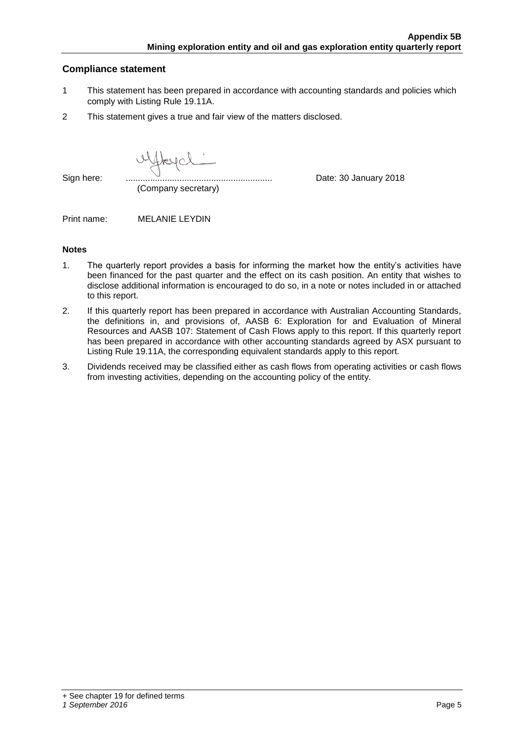## Compliance statement

1. This statement has been prepared in accordance with accounting standards and policies which comply with Listing Rule 19.11A.
2. This statement gives a true and fair view of the matters disclosed.

Sign here: ............................................................ Date: 30 January 2018
(Company secretary)

Print name: MELANIE LEYDIN

### Notes

1. The quarterly report provides a basis for informing the market how the entity's activities have been financed for the past quarter and the effect on its cash position. An entity that wishes to disclose additional information is encouraged to do so, in a note or notes included in or attached to this report.
2. If this quarterly report has been prepared in accordance with Australian Accounting Standards, the definitions in, and provisions of, AASB 6: Exploration for and Evaluation of Mineral Resources and AASB 107: Statement of Cash Flows apply to this report. If this quarterly report has been prepared in accordance with other accounting standards agreed by ASX pursuant to Listing Rule 19.11A, the corresponding equivalent standards apply to this report.
3. Dividends received may be classified either as cash flows from operating activities or cash flows from investing activities, depending on the accounting policy of the entity.